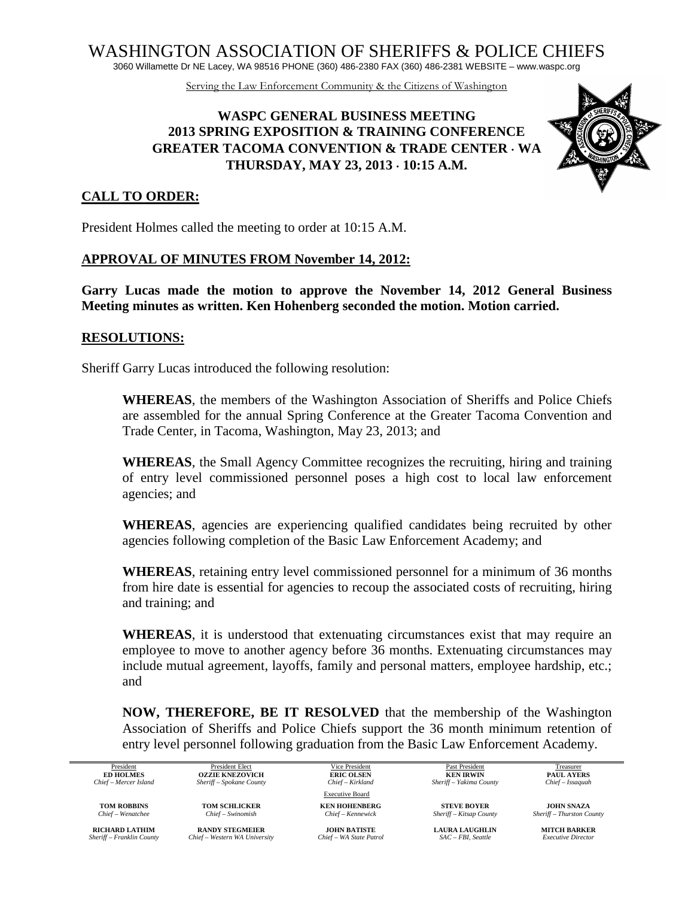# WASHINGTON ASSOCIATION OF SHERIFFS & POLICE CHIEFS

3060 Willamette Dr NE Lacey, WA 98516 PHONE (360) 486-2380 FAX (360) 486-2381 WEBSITE – www.waspc.org

Serving the Law Enforcement Community & the Citizens of Washington

## WASPC GENERAL BUSINESS MEETING
## 2013 SPRING EXPOSITION & TRAINING CONFERENCE
## GREATER TACOMA CONVENTION & TRADE CENTER · WA
## THURSDAY, MAY 23, 2013 · 10:15 A.M.

### CALL TO ORDER:

President Holmes called the meeting to order at 10:15 A.M.

### APPROVAL OF MINUTES FROM November 14, 2012:

**Garry Lucas made the motion to approve the November 14, 2012 General Business Meeting minutes as written. Ken Hohenberg seconded the motion. Motion carried.**

### RESOLUTIONS:

Sheriff Garry Lucas introduced the following resolution:

> **WHEREAS**, the members of the Washington Association of Sheriffs and Police Chiefs are assembled for the annual Spring Conference at the Greater Tacoma Convention and Trade Center, in Tacoma, Washington, May 23, 2013; and
>
> **WHEREAS**, the Small Agency Committee recognizes the recruiting, hiring and training of entry level commissioned personnel poses a high cost to local law enforcement agencies; and
>
> **WHEREAS**, agencies are experiencing qualified candidates being recruited by other agencies following completion of the Basic Law Enforcement Academy; and
>
> **WHEREAS**, retaining entry level commissioned personnel for a minimum of 36 months from hire date is essential for agencies to recoup the associated costs of recruiting, hiring and training; and
>
> **WHEREAS**, it is understood that extenuating circumstances exist that may require an employee to move to another agency before 36 months. Extenuating circumstances may include mutual agreement, layoffs, family and personal matters, employee hardship, etc.; and
>
> **NOW, THEREFORE, BE IT RESOLVED** that the membership of the Washington Association of Sheriffs and Police Chiefs support the 36 month minimum retention of entry level personnel following graduation from the Basic Law Enforcement Academy.

| President | President Elect | Vice President | Past President | Treasurer |
|---|---|---|---|---|
| **ED HOLMES** *Chief – Mercer Island* | **OZZIE KNEZOVICH** *Sheriff – Spokane County* | **ERIC OLSEN** *Chief – Kirkland* | **KEN IRWIN** *Sheriff – Yakima County* | **PAUL AYERS** *Chief – Issaquah* |
| | | Executive Board | | |
| **TOM ROBBINS** *Chief – Wenatchee* | **TOM SCHLICKER** *Chief – Swinomish* | **KEN HOHENBERG** *Chief – Kennewick* | **STEVE BOYER** *Sheriff – Kitsap County* | **JOHN SNAZA** *Sheriff – Thurston County* |
| **RICHARD LATHIM** *Sheriff – Franklin County* | **RANDY STEGMEIER** *Chief – Western WA University* | **JOHN BATISTE** *Chief – WA State Patrol* | **LAURA LAUGHLIN** *SAC – FBI, Seattle* | **MITCH BARKER** *Executive Director* |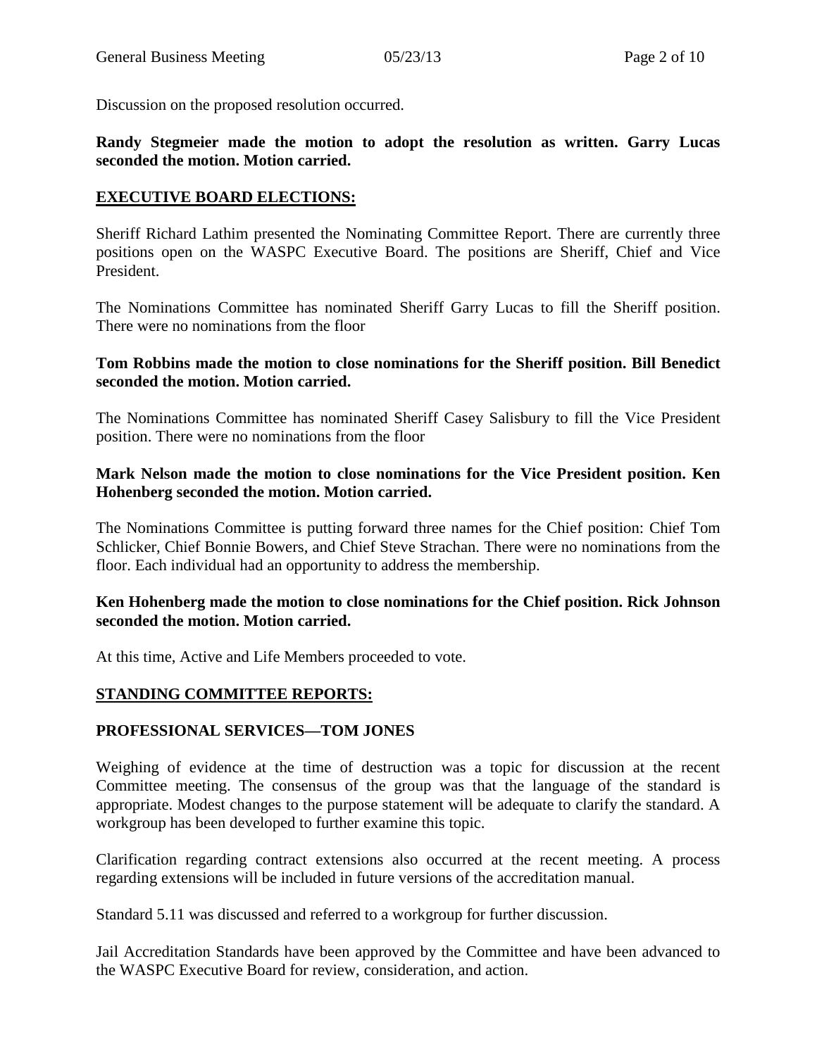Discussion on the proposed resolution occurred.

**Randy Stegmeier made the motion to adopt the resolution as written. Garry Lucas seconded the motion. Motion carried.**

## EXECUTIVE BOARD ELECTIONS:

Sheriff Richard Lathim presented the Nominating Committee Report. There are currently three positions open on the WASPC Executive Board. The positions are Sheriff, Chief and Vice President.

The Nominations Committee has nominated Sheriff Garry Lucas to fill the Sheriff position. There were no nominations from the floor

**Tom Robbins made the motion to close nominations for the Sheriff position. Bill Benedict seconded the motion. Motion carried.**

The Nominations Committee has nominated Sheriff Casey Salisbury to fill the Vice President position. There were no nominations from the floor

**Mark Nelson made the motion to close nominations for the Vice President position. Ken Hohenberg seconded the motion. Motion carried.**

The Nominations Committee is putting forward three names for the Chief position: Chief Tom Schlicker, Chief Bonnie Bowers, and Chief Steve Strachan. There were no nominations from the floor. Each individual had an opportunity to address the membership.

**Ken Hohenberg made the motion to close nominations for the Chief position. Rick Johnson seconded the motion. Motion carried.**

At this time, Active and Life Members proceeded to vote.

## STANDING COMMITTEE REPORTS:

### PROFESSIONAL SERVICES—TOM JONES

Weighing of evidence at the time of destruction was a topic for discussion at the recent Committee meeting. The consensus of the group was that the language of the standard is appropriate. Modest changes to the purpose statement will be adequate to clarify the standard. A workgroup has been developed to further examine this topic.

Clarification regarding contract extensions also occurred at the recent meeting. A process regarding extensions will be included in future versions of the accreditation manual.

Standard 5.11 was discussed and referred to a workgroup for further discussion.

Jail Accreditation Standards have been approved by the Committee and have been advanced to the WASPC Executive Board for review, consideration, and action.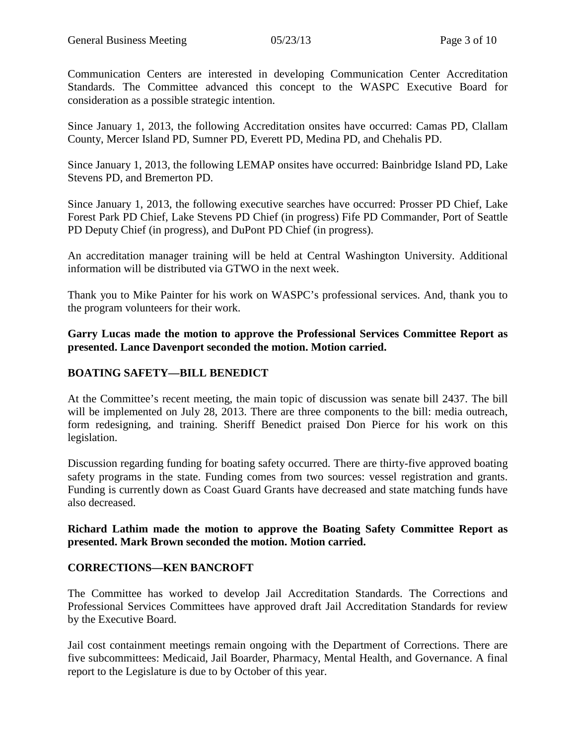Communication Centers are interested in developing Communication Center Accreditation Standards. The Committee advanced this concept to the WASPC Executive Board for consideration as a possible strategic intention.

Since January 1, 2013, the following Accreditation onsites have occurred: Camas PD, Clallam County, Mercer Island PD, Sumner PD, Everett PD, Medina PD, and Chehalis PD.

Since January 1, 2013, the following LEMAP onsites have occurred: Bainbridge Island PD, Lake Stevens PD, and Bremerton PD.

Since January 1, 2013, the following executive searches have occurred: Prosser PD Chief, Lake Forest Park PD Chief, Lake Stevens PD Chief (in progress) Fife PD Commander, Port of Seattle PD Deputy Chief (in progress), and DuPont PD Chief (in progress).

An accreditation manager training will be held at Central Washington University. Additional information will be distributed via GTWO in the next week.

Thank you to Mike Painter for his work on WASPC's professional services. And, thank you to the program volunteers for their work.

**Garry Lucas made the motion to approve the Professional Services Committee Report as presented. Lance Davenport seconded the motion. Motion carried.**

## BOATING SAFETY—BILL BENEDICT

At the Committee's recent meeting, the main topic of discussion was senate bill 2437. The bill will be implemented on July 28, 2013. There are three components to the bill: media outreach, form redesigning, and training. Sheriff Benedict praised Don Pierce for his work on this legislation.

Discussion regarding funding for boating safety occurred. There are thirty-five approved boating safety programs in the state. Funding comes from two sources: vessel registration and grants. Funding is currently down as Coast Guard Grants have decreased and state matching funds have also decreased.

**Richard Lathim made the motion to approve the Boating Safety Committee Report as presented. Mark Brown seconded the motion. Motion carried.**

## CORRECTIONS—KEN BANCROFT

The Committee has worked to develop Jail Accreditation Standards. The Corrections and Professional Services Committees have approved draft Jail Accreditation Standards for review by the Executive Board.

Jail cost containment meetings remain ongoing with the Department of Corrections. There are five subcommittees: Medicaid, Jail Boarder, Pharmacy, Mental Health, and Governance. A final report to the Legislature is due to by October of this year.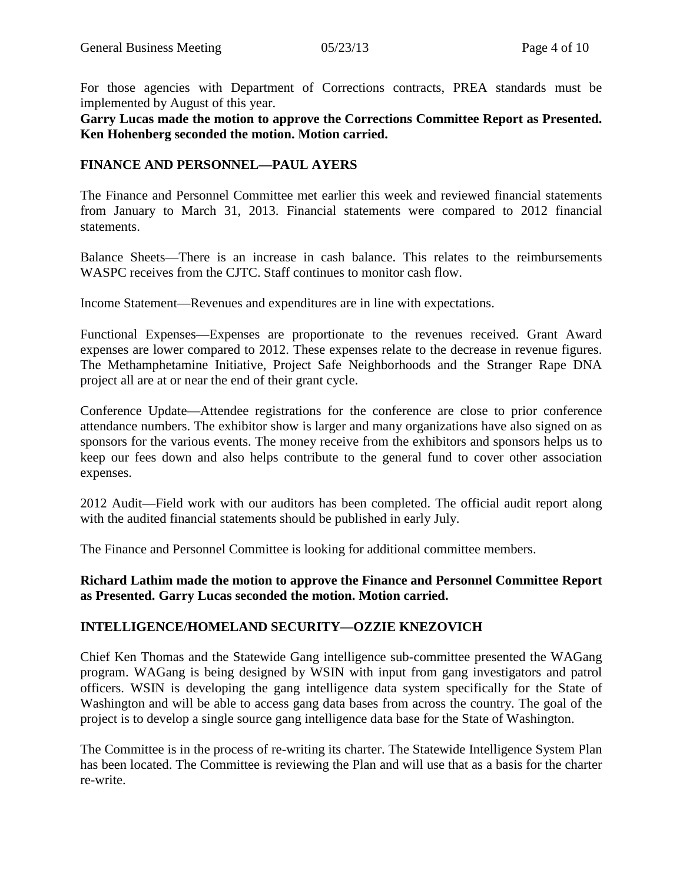For those agencies with Department of Corrections contracts, PREA standards must be implemented by August of this year.

**Garry Lucas made the motion to approve the Corrections Committee Report as Presented. Ken Hohenberg seconded the motion. Motion carried.**

## FINANCE AND PERSONNEL—PAUL AYERS

The Finance and Personnel Committee met earlier this week and reviewed financial statements from January to March 31, 2013. Financial statements were compared to 2012 financial statements.

Balance Sheets—There is an increase in cash balance. This relates to the reimbursements WASPC receives from the CJTC. Staff continues to monitor cash flow.

Income Statement—Revenues and expenditures are in line with expectations.

Functional Expenses—Expenses are proportionate to the revenues received. Grant Award expenses are lower compared to 2012. These expenses relate to the decrease in revenue figures. The Methamphetamine Initiative, Project Safe Neighborhoods and the Stranger Rape DNA project all are at or near the end of their grant cycle.

Conference Update—Attendee registrations for the conference are close to prior conference attendance numbers. The exhibitor show is larger and many organizations have also signed on as sponsors for the various events. The money receive from the exhibitors and sponsors helps us to keep our fees down and also helps contribute to the general fund to cover other association expenses.

2012 Audit—Field work with our auditors has been completed. The official audit report along with the audited financial statements should be published in early July.

The Finance and Personnel Committee is looking for additional committee members.

**Richard Lathim made the motion to approve the Finance and Personnel Committee Report as Presented. Garry Lucas seconded the motion. Motion carried.**

## INTELLIGENCE/HOMELAND SECURITY—OZZIE KNEZOVICH

Chief Ken Thomas and the Statewide Gang intelligence sub-committee presented the WAGang program. WAGang is being designed by WSIN with input from gang investigators and patrol officers. WSIN is developing the gang intelligence data system specifically for the State of Washington and will be able to access gang data bases from across the country. The goal of the project is to develop a single source gang intelligence data base for the State of Washington.

The Committee is in the process of re-writing its charter. The Statewide Intelligence System Plan has been located. The Committee is reviewing the Plan and will use that as a basis for the charter re-write.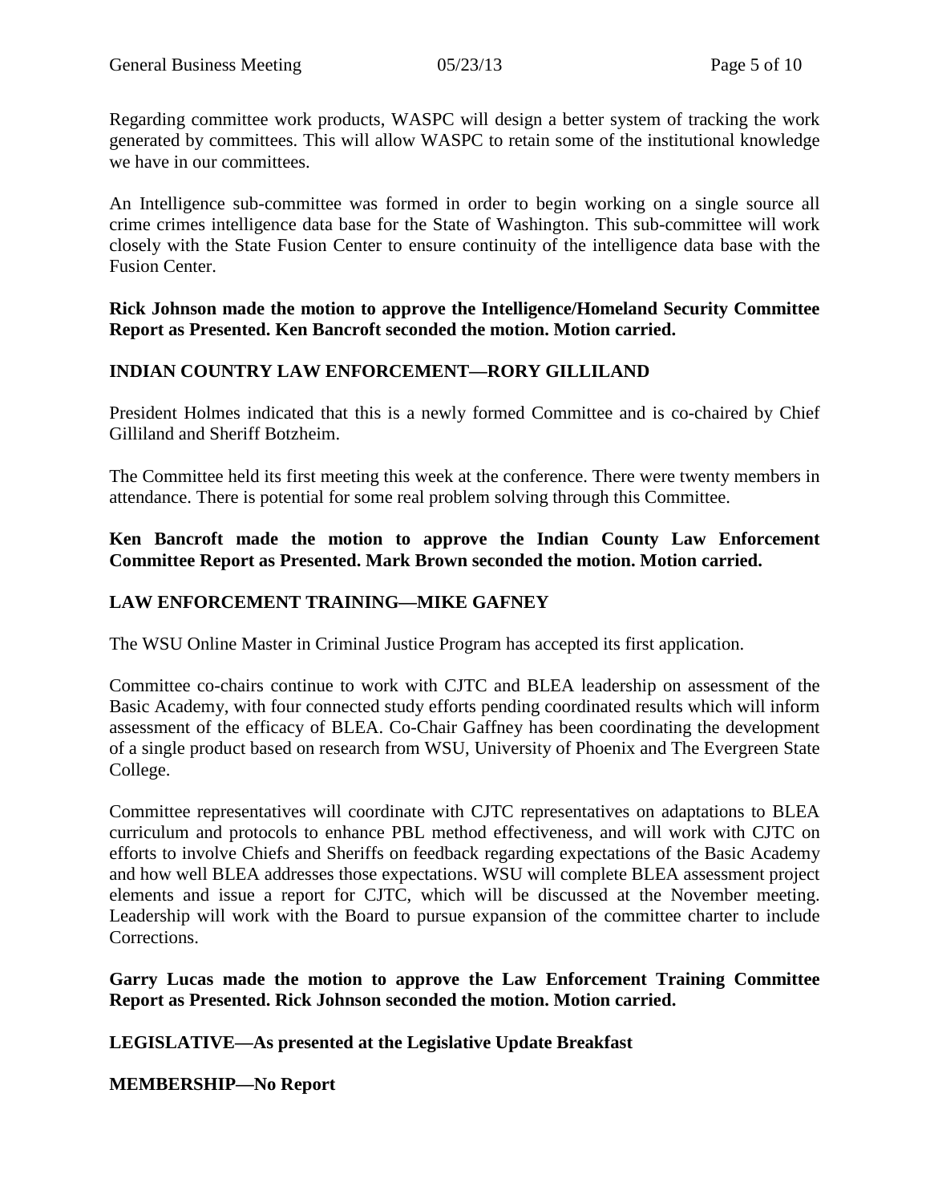Regarding committee work products, WASPC will design a better system of tracking the work generated by committees. This will allow WASPC to retain some of the institutional knowledge we have in our committees.

An Intelligence sub-committee was formed in order to begin working on a single source all crime crimes intelligence data base for the State of Washington. This sub-committee will work closely with the State Fusion Center to ensure continuity of the intelligence data base with the Fusion Center.

**Rick Johnson made the motion to approve the Intelligence/Homeland Security Committee Report as Presented. Ken Bancroft seconded the motion. Motion carried.**

**INDIAN COUNTRY LAW ENFORCEMENT—RORY GILLILAND**

President Holmes indicated that this is a newly formed Committee and is co-chaired by Chief Gilliland and Sheriff Botzheim.

The Committee held its first meeting this week at the conference. There were twenty members in attendance. There is potential for some real problem solving through this Committee.

**Ken Bancroft made the motion to approve the Indian County Law Enforcement Committee Report as Presented. Mark Brown seconded the motion. Motion carried.**

**LAW ENFORCEMENT TRAINING—MIKE GAFNEY**

The WSU Online Master in Criminal Justice Program has accepted its first application.

Committee co-chairs continue to work with CJTC and BLEA leadership on assessment of the Basic Academy, with four connected study efforts pending coordinated results which will inform assessment of the efficacy of BLEA. Co-Chair Gaffney has been coordinating the development of a single product based on research from WSU, University of Phoenix and The Evergreen State College.

Committee representatives will coordinate with CJTC representatives on adaptations to BLEA curriculum and protocols to enhance PBL method effectiveness, and will work with CJTC on efforts to involve Chiefs and Sheriffs on feedback regarding expectations of the Basic Academy and how well BLEA addresses those expectations. WSU will complete BLEA assessment project elements and issue a report for CJTC, which will be discussed at the November meeting. Leadership will work with the Board to pursue expansion of the committee charter to include Corrections.

**Garry Lucas made the motion to approve the Law Enforcement Training Committee Report as Presented. Rick Johnson seconded the motion. Motion carried.**

**LEGISLATIVE—As presented at the Legislative Update Breakfast**

**MEMBERSHIP—No Report**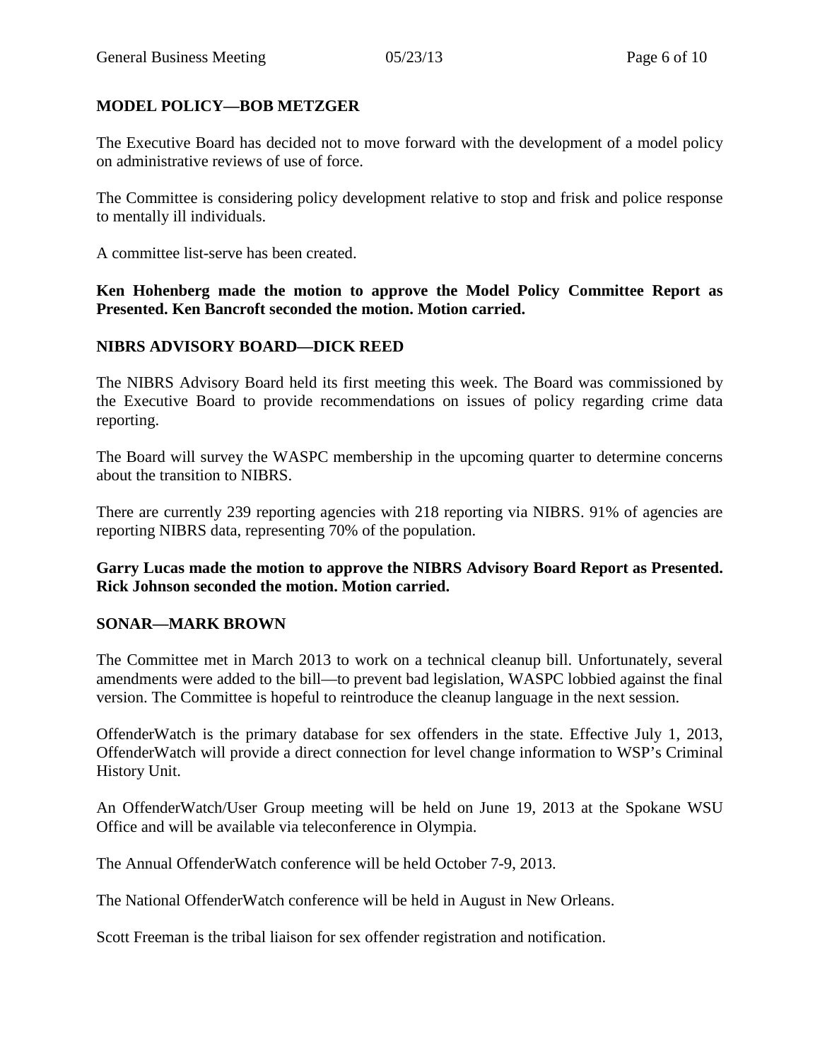### MODEL POLICY—BOB METZGER

The Executive Board has decided not to move forward with the development of a model policy on administrative reviews of use of force.

The Committee is considering policy development relative to stop and frisk and police response to mentally ill individuals.

A committee list-serve has been created.

**Ken Hohenberg made the motion to approve the Model Policy Committee Report as Presented. Ken Bancroft seconded the motion. Motion carried.**

### NIBRS ADVISORY BOARD—DICK REED

The NIBRS Advisory Board held its first meeting this week. The Board was commissioned by the Executive Board to provide recommendations on issues of policy regarding crime data reporting.

The Board will survey the WASPC membership in the upcoming quarter to determine concerns about the transition to NIBRS.

There are currently 239 reporting agencies with 218 reporting via NIBRS. 91% of agencies are reporting NIBRS data, representing 70% of the population.

**Garry Lucas made the motion to approve the NIBRS Advisory Board Report as Presented. Rick Johnson seconded the motion. Motion carried.**

### SONAR—MARK BROWN

The Committee met in March 2013 to work on a technical cleanup bill. Unfortunately, several amendments were added to the bill—to prevent bad legislation, WASPC lobbied against the final version. The Committee is hopeful to reintroduce the cleanup language in the next session.

OffenderWatch is the primary database for sex offenders in the state. Effective July 1, 2013, OffenderWatch will provide a direct connection for level change information to WSP's Criminal History Unit.

An OffenderWatch/User Group meeting will be held on June 19, 2013 at the Spokane WSU Office and will be available via teleconference in Olympia.

The Annual OffenderWatch conference will be held October 7-9, 2013.

The National OffenderWatch conference will be held in August in New Orleans.

Scott Freeman is the tribal liaison for sex offender registration and notification.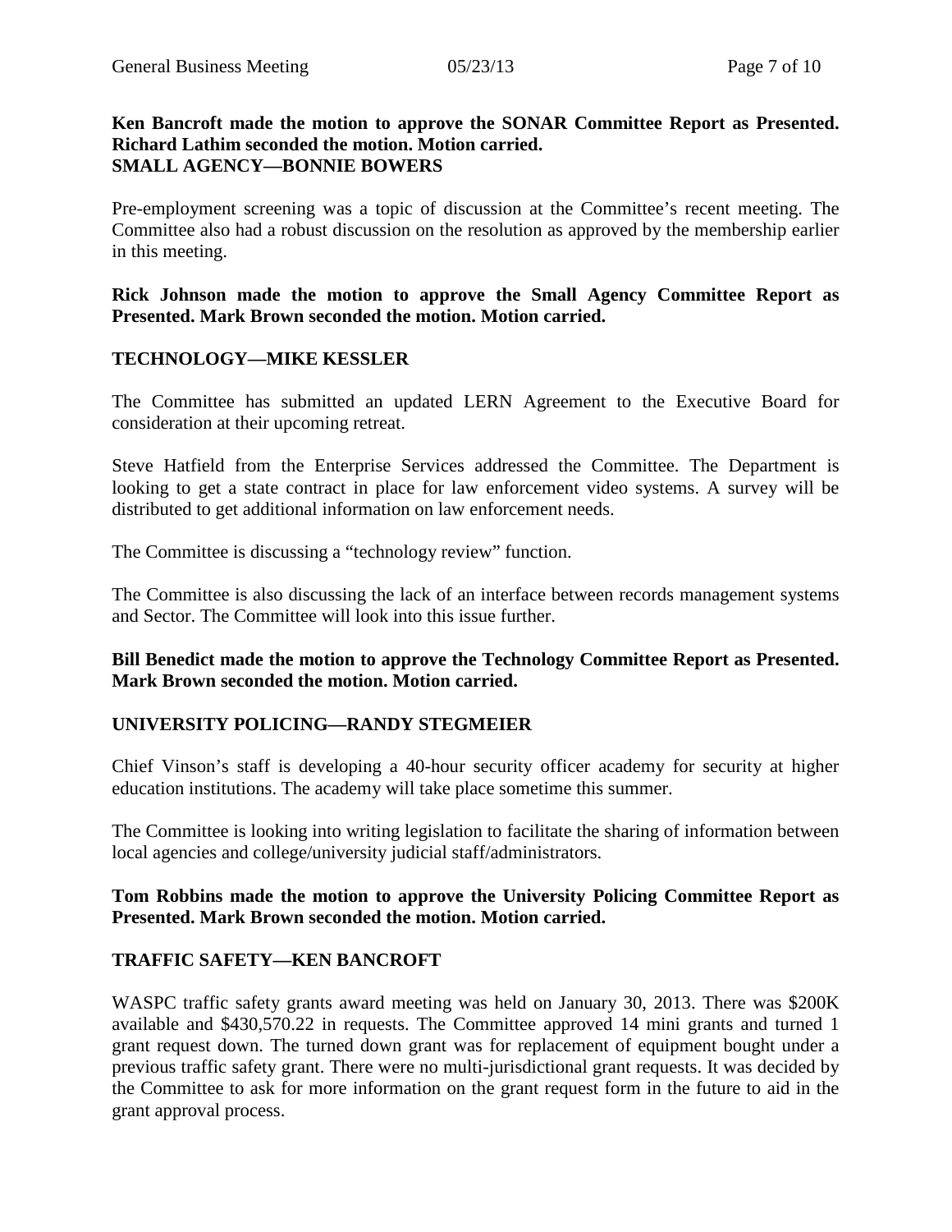**Ken Bancroft made the motion to approve the SONAR Committee Report as Presented. Richard Lathim seconded the motion. Motion carried.**

## SMALL AGENCY—BONNIE BOWERS

Pre-employment screening was a topic of discussion at the Committee's recent meeting. The Committee also had a robust discussion on the resolution as approved by the membership earlier in this meeting.

**Rick Johnson made the motion to approve the Small Agency Committee Report as Presented. Mark Brown seconded the motion. Motion carried.**

## TECHNOLOGY—MIKE KESSLER

The Committee has submitted an updated LERN Agreement to the Executive Board for consideration at their upcoming retreat.

Steve Hatfield from the Enterprise Services addressed the Committee. The Department is looking to get a state contract in place for law enforcement video systems. A survey will be distributed to get additional information on law enforcement needs.

The Committee is discussing a "technology review" function.

The Committee is also discussing the lack of an interface between records management systems and Sector. The Committee will look into this issue further.

**Bill Benedict made the motion to approve the Technology Committee Report as Presented. Mark Brown seconded the motion. Motion carried.**

## UNIVERSITY POLICING—RANDY STEGMEIER

Chief Vinson's staff is developing a 40-hour security officer academy for security at higher education institutions. The academy will take place sometime this summer.

The Committee is looking into writing legislation to facilitate the sharing of information between local agencies and college/university judicial staff/administrators.

**Tom Robbins made the motion to approve the University Policing Committee Report as Presented. Mark Brown seconded the motion. Motion carried.**

## TRAFFIC SAFETY—KEN BANCROFT

WASPC traffic safety grants award meeting was held on January 30, 2013. There was $200K available and $430,570.22 in requests. The Committee approved 14 mini grants and turned 1 grant request down. The turned down grant was for replacement of equipment bought under a previous traffic safety grant. There were no multi-jurisdictional grant requests. It was decided by the Committee to ask for more information on the grant request form in the future to aid in the grant approval process.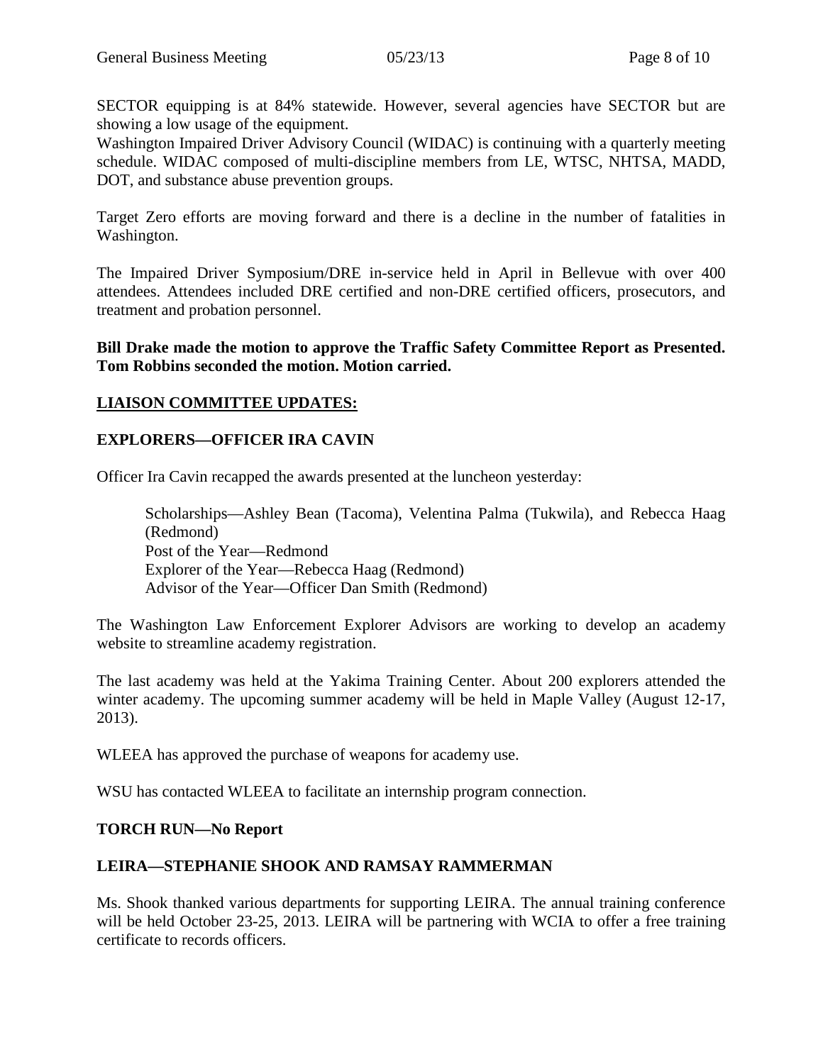SECTOR equipping is at 84% statewide. However, several agencies have SECTOR but are showing a low usage of the equipment.
Washington Impaired Driver Advisory Council (WIDAC) is continuing with a quarterly meeting schedule. WIDAC composed of multi-discipline members from LE, WTSC, NHTSA, MADD, DOT, and substance abuse prevention groups.

Target Zero efforts are moving forward and there is a decline in the number of fatalities in Washington.

The Impaired Driver Symposium/DRE in-service held in April in Bellevue with over 400 attendees. Attendees included DRE certified and non-DRE certified officers, prosecutors, and treatment and probation personnel.

**Bill Drake made the motion to approve the Traffic Safety Committee Report as Presented. Tom Robbins seconded the motion. Motion carried.**

## LIAISON COMMITTEE UPDATES:

### EXPLORERS—OFFICER IRA CAVIN

Officer Ira Cavin recapped the awards presented at the luncheon yesterday:

> Scholarships—Ashley Bean (Tacoma), Velentina Palma (Tukwila), and Rebecca Haag (Redmond)
> Post of the Year—Redmond
> Explorer of the Year—Rebecca Haag (Redmond)
> Advisor of the Year—Officer Dan Smith (Redmond)

The Washington Law Enforcement Explorer Advisors are working to develop an academy website to streamline academy registration.

The last academy was held at the Yakima Training Center. About 200 explorers attended the winter academy. The upcoming summer academy will be held in Maple Valley (August 12-17, 2013).

WLEEA has approved the purchase of weapons for academy use.

WSU has contacted WLEEA to facilitate an internship program connection.

### TORCH RUN—No Report

### LEIRA—STEPHANIE SHOOK AND RAMSAY RAMMERMAN

Ms. Shook thanked various departments for supporting LEIRA. The annual training conference will be held October 23-25, 2013. LEIRA will be partnering with WCIA to offer a free training certificate to records officers.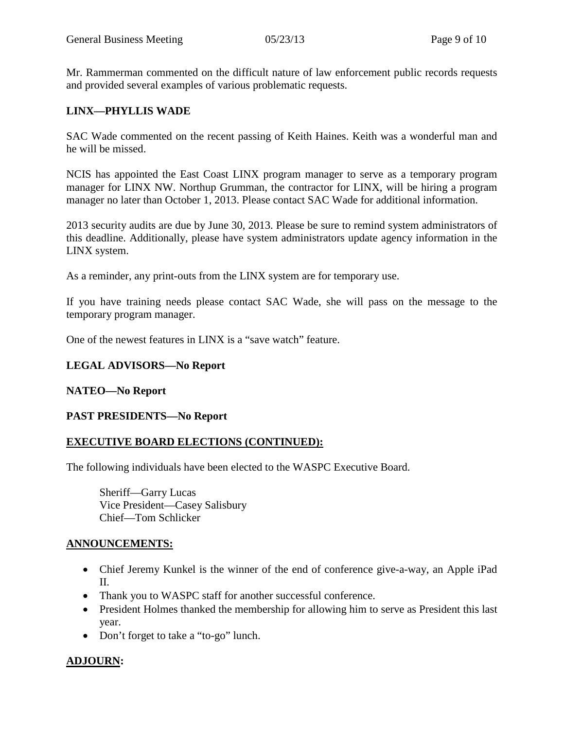Mr. Rammerman commented on the difficult nature of law enforcement public records requests and provided several examples of various problematic requests.

**LINX—PHYLLIS WADE**

SAC Wade commented on the recent passing of Keith Haines. Keith was a wonderful man and he will be missed.

NCIS has appointed the East Coast LINX program manager to serve as a temporary program manager for LINX NW. Northup Grumman, the contractor for LINX, will be hiring a program manager no later than October 1, 2013. Please contact SAC Wade for additional information.

2013 security audits are due by June 30, 2013. Please be sure to remind system administrators of this deadline. Additionally, please have system administrators update agency information in the LINX system.

As a reminder, any print-outs from the LINX system are for temporary use.

If you have training needs please contact SAC Wade, she will pass on the message to the temporary program manager.

One of the newest features in LINX is a "save watch" feature.

**LEGAL ADVISORS—No Report**

**NATEO—No Report**

**PAST PRESIDENTS—No Report**

**EXECUTIVE BOARD ELECTIONS (CONTINUED):**

The following individuals have been elected to the WASPC Executive Board.

Sheriff—Garry Lucas
Vice President—Casey Salisbury
Chief—Tom Schlicker

**ANNOUNCEMENTS:**

- Chief Jeremy Kunkel is the winner of the end of conference give-a-way, an Apple iPad II.
- Thank you to WASPC staff for another successful conference.
- President Holmes thanked the membership for allowing him to serve as President this last year.
- Don't forget to take a "to-go" lunch.

**ADJOURN:**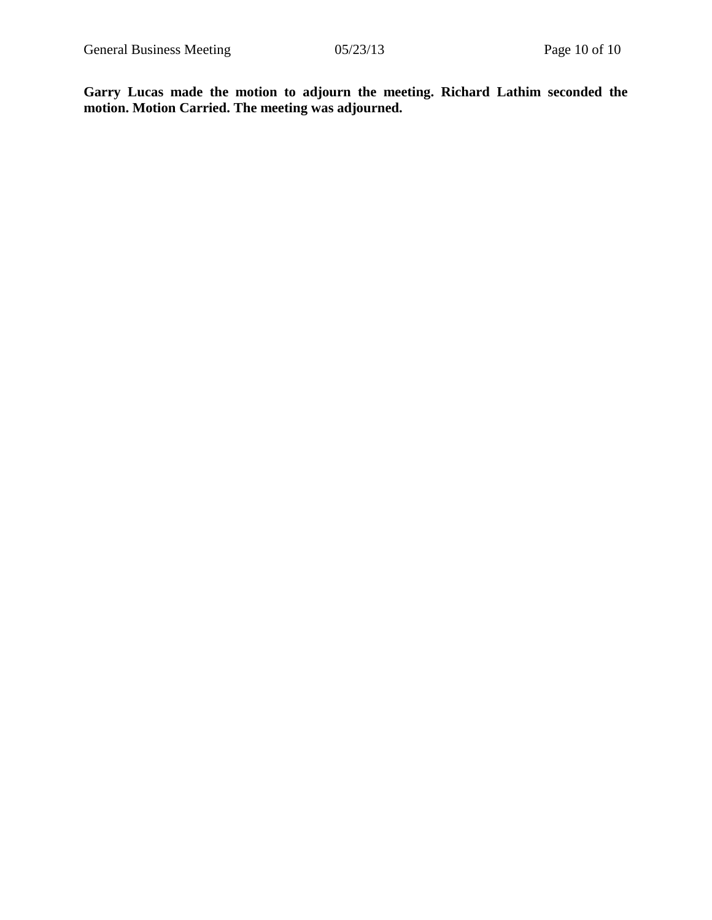**Garry Lucas made the motion to adjourn the meeting. Richard Lathim seconded the motion. Motion Carried. The meeting was adjourned.**